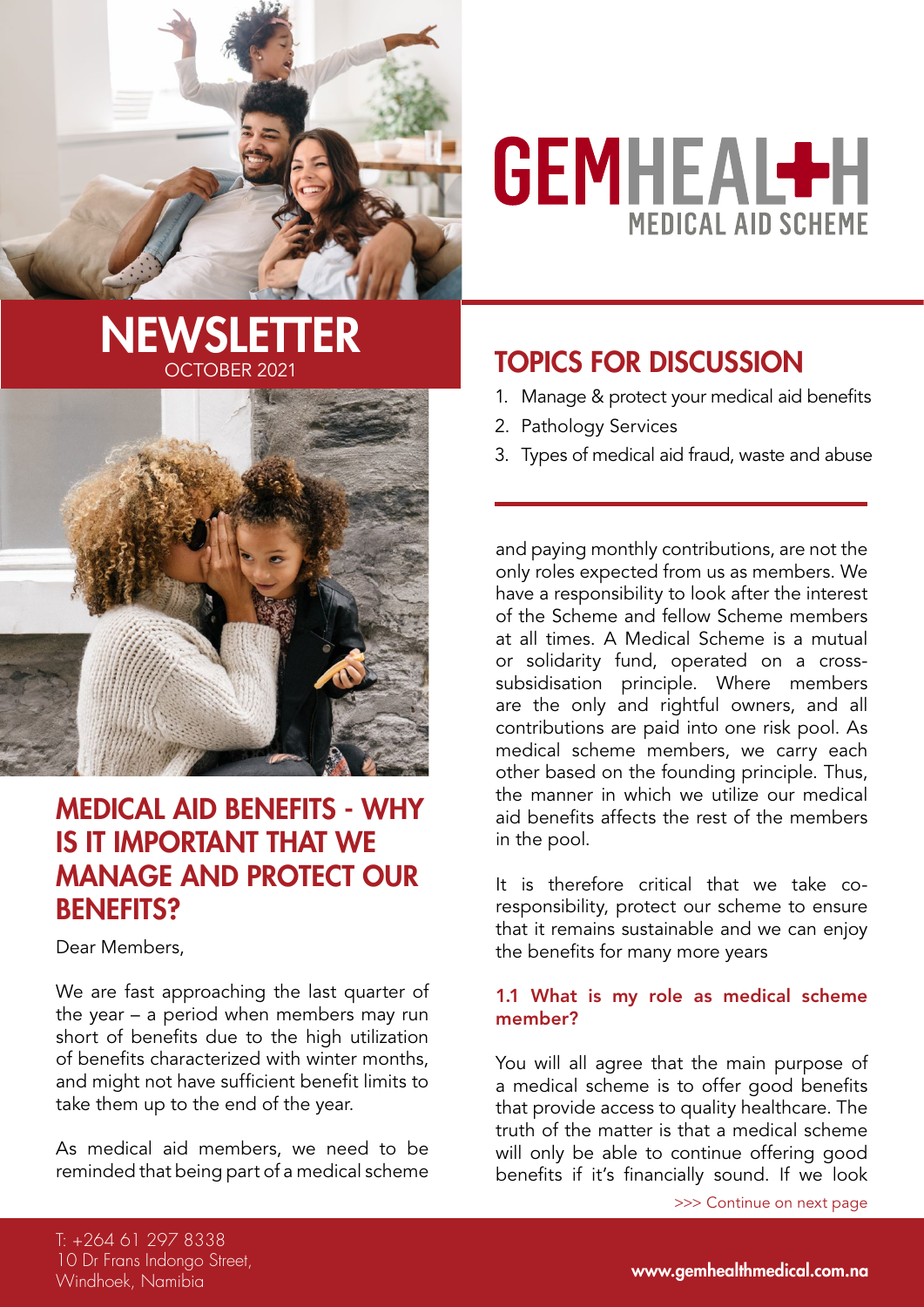# GEMHEALTH MEDICAL AID SCHEME

## NEWSLETTER

OCTOBER 2021

## TOPICS FOR DISCUSSION

1. Manage & protect your medical aid benefits
2. Pathology Services
3. Types of medical aid fraud, waste and abuse

## MEDICAL AID BENEFITS - WHY IS IT IMPORTANT THAT WE MANAGE AND PROTECT OUR BENEFITS?

Dear Members,

We are fast approaching the last quarter of the year – a period when members may run short of benefits due to the high utilization of benefits characterized with winter months, and might not have sufficient benefit limits to take them up to the end of the year.

As medical aid members, we need to be reminded that being part of a medical scheme and paying monthly contributions, are not the only roles expected from us as members. We have a responsibility to look after the interest of the Scheme and fellow Scheme members at all times. A Medical Scheme is a mutual or solidarity fund, operated on a cross-subsidisation principle. Where members are the only and rightful owners, and all contributions are paid into one risk pool. As medical scheme members, we carry each other based on the founding principle. Thus, the manner in which we utilize our medical aid benefits affects the rest of the members in the pool.

It is therefore critical that we take co-responsibility, protect our scheme to ensure that it remains sustainable and we can enjoy the benefits for many more years

### 1.1 What is my role as medical scheme member?

You will all agree that the main purpose of a medical scheme is to offer good benefits that provide access to quality healthcare. The truth of the matter is that a medical scheme will only be able to continue offering good benefits if it's financially sound. If we look

>>> Continue on next page

T: +264 61 297 8338
10 Dr Frans Indongo Street,
Windhoek, Namibia

www.gemhealthmedical.com.na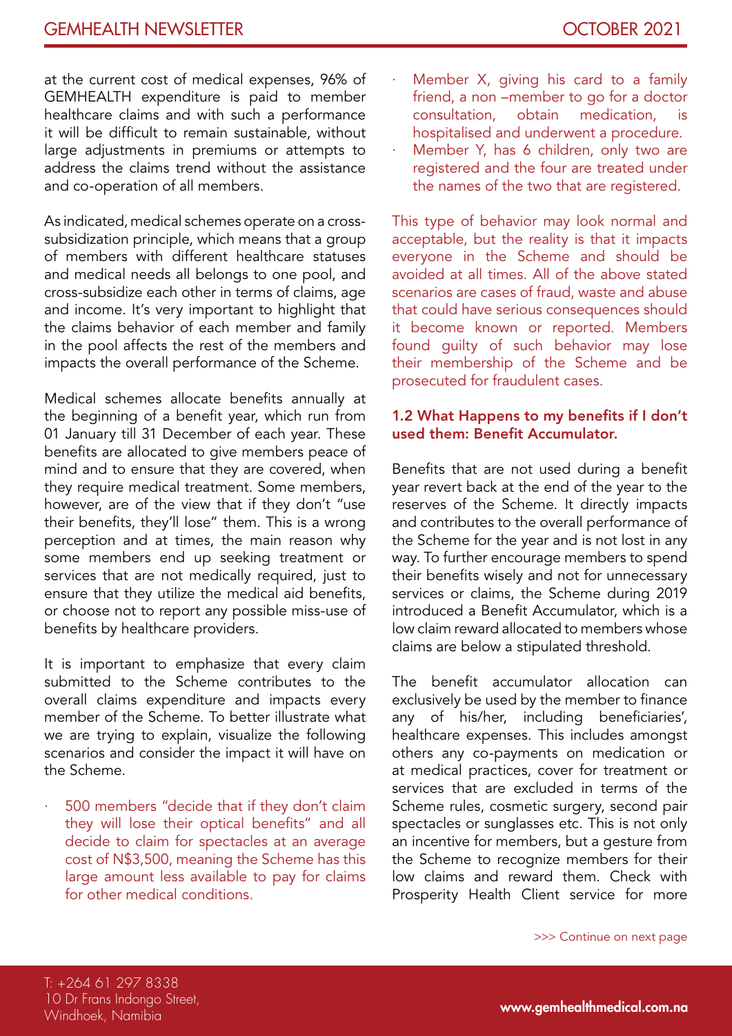at the current cost of medical expenses, 96% of GEMHEALTH expenditure is paid to member healthcare claims and with such a performance it will be difficult to remain sustainable, without large adjustments in premiums or attempts to address the claims trend without the assistance and co-operation of all members.

As indicated, medical schemes operate on a cross-subsidization principle, which means that a group of members with different healthcare statuses and medical needs all belongs to one pool, and cross-subsidize each other in terms of claims, age and income. It's very important to highlight that the claims behavior of each member and family in the pool affects the rest of the members and impacts the overall performance of the Scheme.

Medical schemes allocate benefits annually at the beginning of a benefit year, which run from 01 January till 31 December of each year. These benefits are allocated to give members peace of mind and to ensure that they are covered, when they require medical treatment. Some members, however, are of the view that if they don't "use their benefits, they'll lose" them. This is a wrong perception and at times, the main reason why some members end up seeking treatment or services that are not medically required, just to ensure that they utilize the medical aid benefits, or choose not to report any possible miss-use of benefits by healthcare providers.

It is important to emphasize that every claim submitted to the Scheme contributes to the overall claims expenditure and impacts every member of the Scheme. To better illustrate what we are trying to explain, visualize the following scenarios and consider the impact it will have on the Scheme.

- 500 members "decide that if they don't claim they will lose their optical benefits" and all decide to claim for spectacles at an average cost of N$3,500, meaning the Scheme has this large amount less available to pay for claims for other medical conditions.
- Member X, giving his card to a family friend, a non –member to go for a doctor consultation, obtain medication, is hospitalised and underwent a procedure.
- Member Y, has 6 children, only two are registered and the four are treated under the names of the two that are registered.

This type of behavior may look normal and acceptable, but the reality is that it impacts everyone in the Scheme and should be avoided at all times. All of the above stated scenarios are cases of fraud, waste and abuse that could have serious consequences should it become known or reported. Members found guilty of such behavior may lose their membership of the Scheme and be prosecuted for fraudulent cases.

### 1.2 What Happens to my benefits if I don't used them: Benefit Accumulator.

Benefits that are not used during a benefit year revert back at the end of the year to the reserves of the Scheme. It directly impacts and contributes to the overall performance of the Scheme for the year and is not lost in any way. To further encourage members to spend their benefits wisely and not for unnecessary services or claims, the Scheme during 2019 introduced a Benefit Accumulator, which is a low claim reward allocated to members whose claims are below a stipulated threshold.

The benefit accumulator allocation can exclusively be used by the member to finance any of his/her, including beneficiaries', healthcare expenses. This includes amongst others any co-payments on medication or at medical practices, cover for treatment or services that are excluded in terms of the Scheme rules, cosmetic surgery, second pair spectacles or sunglasses etc. This is not only an incentive for members, but a gesture from the Scheme to recognize members for their low claims and reward them. Check with Prosperity Health Client service for more

>>> Continue on next page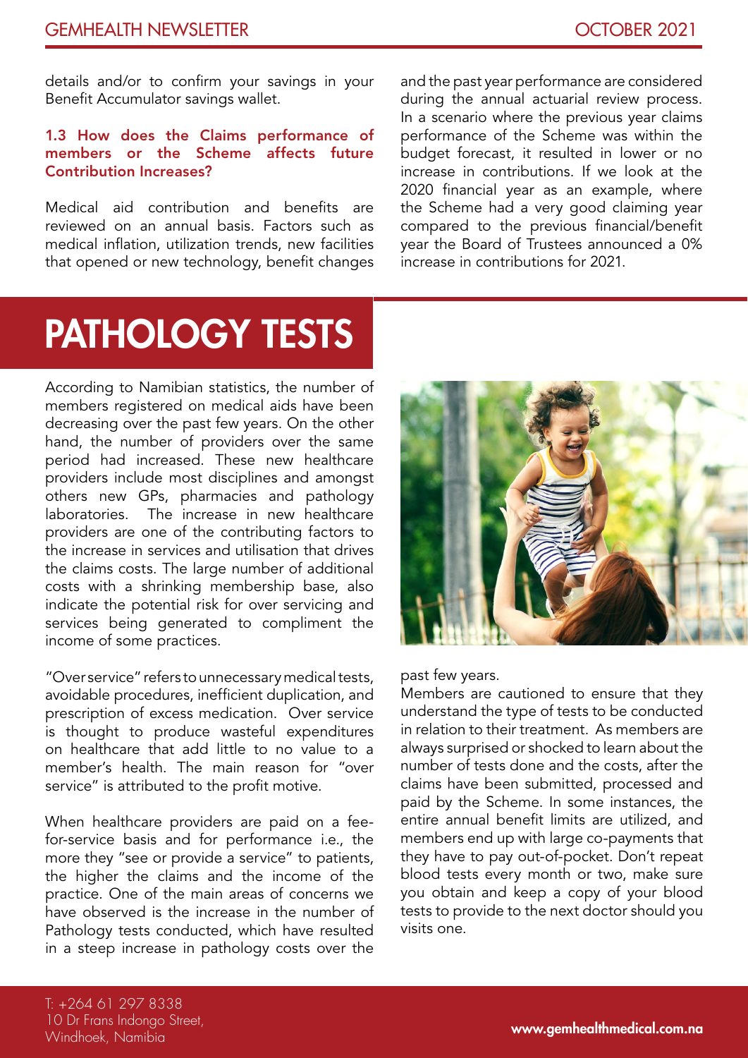details and/or to confirm your savings in your Benefit Accumulator savings wallet.

### 1.3 How does the Claims performance of members or the Scheme affects future Contribution Increases?

Medical aid contribution and benefits are reviewed on an annual basis. Factors such as medical inflation, utilization trends, new facilities that opened or new technology, benefit changes and the past year performance are considered during the annual actuarial review process. In a scenario where the previous year claims performance of the Scheme was within the budget forecast, it resulted in lower or no increase in contributions. If we look at the 2020 financial year as an example, where the Scheme had a very good claiming year compared to the previous financial/benefit year the Board of Trustees announced a 0% increase in contributions for 2021.

# PATHOLOGY TESTS

According to Namibian statistics, the number of members registered on medical aids have been decreasing over the past few years. On the other hand, the number of providers over the same period had increased. These new healthcare providers include most disciplines and amongst others new GPs, pharmacies and pathology laboratories. The increase in new healthcare providers are one of the contributing factors to the increase in services and utilisation that drives the claims costs. The large number of additional costs with a shrinking membership base, also indicate the potential risk for over servicing and services being generated to compliment the income of some practices.

"Over service" refers to unnecessary medical tests, avoidable procedures, inefficient duplication, and prescription of excess medication. Over service is thought to produce wasteful expenditures on healthcare that add little to no value to a member's health. The main reason for "over service" is attributed to the profit motive.

When healthcare providers are paid on a fee-for-service basis and for performance i.e., the more they "see or provide a service" to patients, the higher the claims and the income of the practice. One of the main areas of concerns we have observed is the increase in the number of Pathology tests conducted, which have resulted in a steep increase in pathology costs over the past few years.

Members are cautioned to ensure that they understand the type of tests to be conducted in relation to their treatment. As members are always surprised or shocked to learn about the number of tests done and the costs, after the claims have been submitted, processed and paid by the Scheme. In some instances, the entire annual benefit limits are utilized, and members end up with large co-payments that they have to pay out-of-pocket. Don't repeat blood tests every month or two, make sure you obtain and keep a copy of your blood tests to provide to the next doctor should you visits one.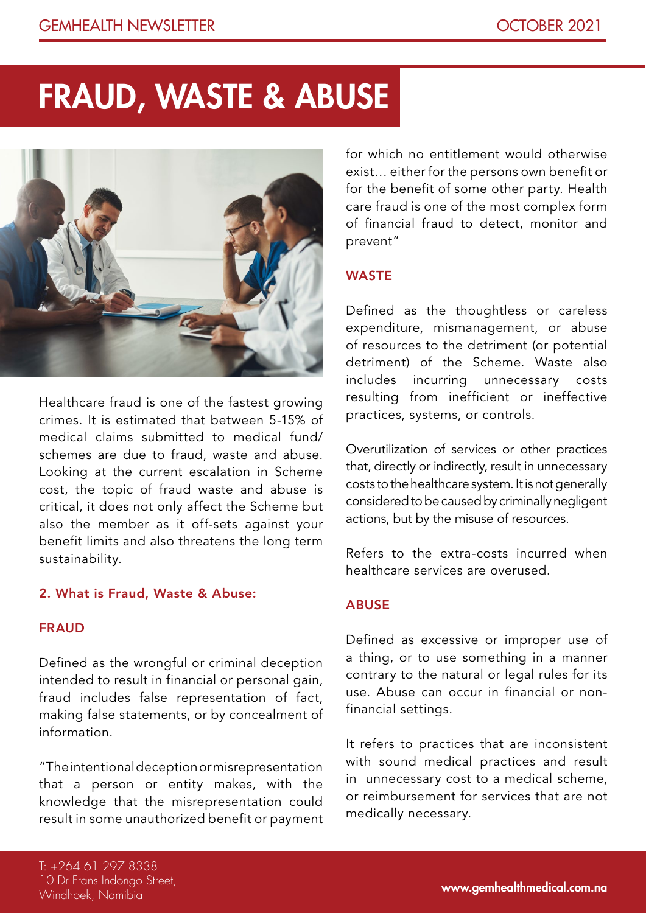# FRAUD, WASTE & ABUSE

Healthcare fraud is one of the fastest growing crimes. It is estimated that between 5-15% of medical claims submitted to medical fund/ schemes are due to fraud, waste and abuse. Looking at the current escalation in Scheme cost, the topic of fraud waste and abuse is critical, it does not only affect the Scheme but also the member as it off-sets against your benefit limits and also threatens the long term sustainability.

### 2. What is Fraud, Waste & Abuse:

### FRAUD

Defined as the wrongful or criminal deception intended to result in financial or personal gain, fraud includes false representation of fact, making false statements, or by concealment of information.

"The intentional deception or misrepresentation that a person or entity makes, with the knowledge that the misrepresentation could result in some unauthorized benefit or payment for which no entitlement would otherwise exist… either for the persons own benefit or for the benefit of some other party. Health care fraud is one of the most complex form of financial fraud to detect, monitor and prevent"

### WASTE

Defined as the thoughtless or careless expenditure, mismanagement, or abuse of resources to the detriment (or potential detriment) of the Scheme. Waste also includes incurring unnecessary costs resulting from inefficient or ineffective practices, systems, or controls.

Overutilization of services or other practices that, directly or indirectly, result in unnecessary costs to the healthcare system. It is not generally considered to be caused by criminally negligent actions, but by the misuse of resources.

Refers to the extra-costs incurred when healthcare services are overused.

### ABUSE

Defined as excessive or improper use of a thing, or to use something in a manner contrary to the natural or legal rules for its use. Abuse can occur in financial or non-financial settings.

It refers to practices that are inconsistent with sound medical practices and result in unnecessary cost to a medical scheme, or reimbursement for services that are not medically necessary.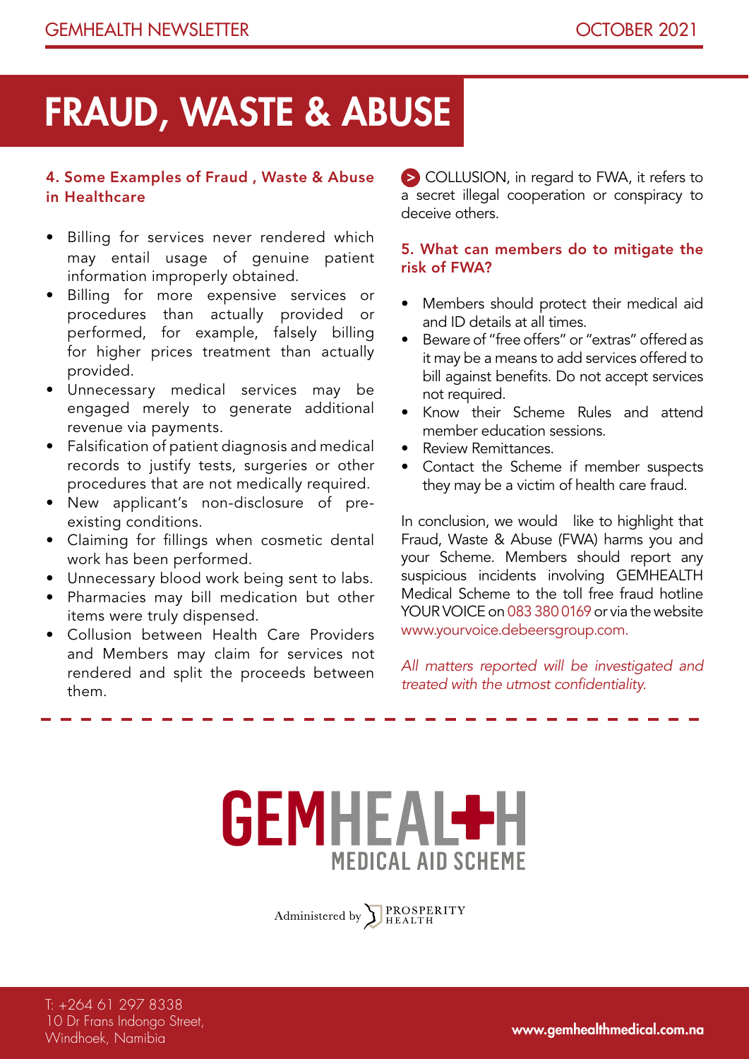# FRAUD, WASTE & ABUSE

### 4. Some Examples of Fraud , Waste & Abuse in Healthcare

- Billing for services never rendered which may entail usage of genuine patient information improperly obtained.
- Billing for more expensive services or procedures than actually provided or performed, for example, falsely billing for higher prices treatment than actually provided.
- Unnecessary medical services may be engaged merely to generate additional revenue via payments.
- Falsification of patient diagnosis and medical records to justify tests, surgeries or other procedures that are not medically required.
- New applicant's non-disclosure of pre-existing conditions.
- Claiming for fillings when cosmetic dental work has been performed.
- Unnecessary blood work being sent to labs.
- Pharmacies may bill medication but other items were truly dispensed.
- Collusion between Health Care Providers and Members may claim for services not rendered and split the proceeds between them.

> COLLUSION, in regard to FWA, it refers to a secret illegal cooperation or conspiracy to deceive others.

### 5. What can members do to mitigate the risk of FWA?

- Members should protect their medical aid and ID details at all times.
- Beware of "free offers" or "extras" offered as it may be a means to add services offered to bill against benefits. Do not accept services not required.
- Know their Scheme Rules and attend member education sessions.
- Review Remittances.
- Contact the Scheme if member suspects they may be a victim of health care fraud.

In conclusion, we would like to highlight that Fraud, Waste & Abuse (FWA) harms you and your Scheme. Members should report any suspicious incidents involving GEMHEALTH Medical Scheme to the toll free fraud hotline YOUR VOICE on 083 380 0169 or via the website www.yourvoice.debeersgroup.com.

*All matters reported will be investigated and treated with the utmost confidentiality.*

GEMHEALTH MEDICAL AID SCHEME

Administered by PROSPERITY HEALTH

T: +264 61 297 8338
10 Dr Frans Indongo Street,
Windhoek, Namibia

www.gemhealthmedical.com.na